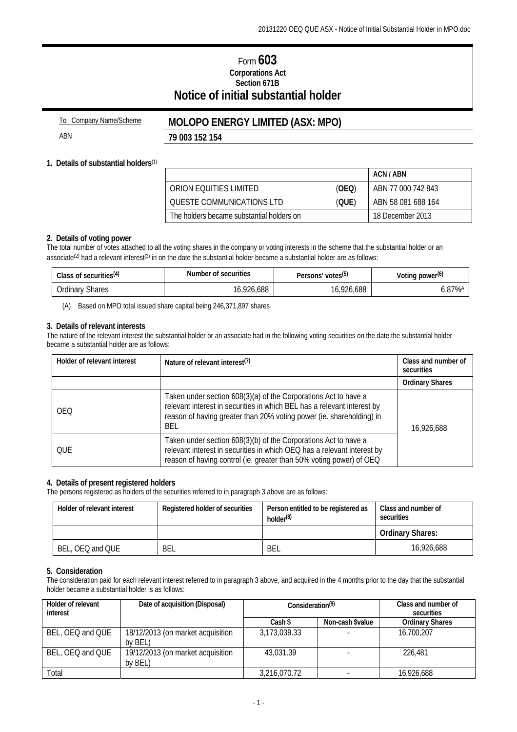# Form 603

**Corporations Act**
**Section 671B**

## Notice of initial substantial holder

To Company Name/Scheme **MOLOPO ENERGY LIMITED (ASX: MPO)**

ABN **79 003 152 154**

### 1. Details of substantial holders[1]

| | | ACN / ABN |
|---|---|---|
| ORION EQUITIES LIMITED | (**OEQ**) | ABN 77 000 742 843 |
| QUESTE COMMUNICATIONS LTD | (**QUE**) | ABN 58 081 688 164 |
| The holders became substantial holders on | | 18 December 2013 |

### 2. Details of voting power

The total number of votes attached to all the voting shares in the company or voting interests in the scheme that the substantial holder or an associate[2] had a relevant interest[3] in on the date the substantial holder became a substantial holder are as follows:

| Class of securities[4] | Number of securities | Persons' votes[5] | Voting power[6] |
|---|---|---|---|
| Ordinary Shares | 16,926,688 | 16,926,688 | 6.87%[A] |

(A) Based on MPO total issued share capital being 246,371,897 shares

### 3. Details of relevant interests

The nature of the relevant interest the substantial holder or an associate had in the following voting securities on the date the substantial holder became a substantial holder are as follows:

| Holder of relevant interest | Nature of relevant interest[7] | Class and number of securities |
|---|---|---|
| | | **Ordinary Shares** |
| OEQ | Taken under section 608(3)(a) of the Corporations Act to have a relevant interest in securities in which BEL has a relevant interest by reason of having greater than 20% voting power (ie. shareholding) in BEL | 16,926,688 |
| QUE | Taken under section 608(3)(b) of the Corporations Act to have a relevant interest in securities in which OEQ has a relevant interest by reason of having control (ie. greater than 50% voting power) of OEQ | |

### 4. Details of present registered holders

The persons registered as holders of the securities referred to in paragraph 3 above are as follows:

| Holder of relevant interest | Registered holder of securities | Person entitled to be registered as holder[8] | Class and number of securities |
|---|---|---|---|
| | | | **Ordinary Shares:** |
| BEL, OEQ and QUE | BEL | BEL | 16,926,688 |

### 5. Consideration

The consideration paid for each relevant interest referred to in paragraph 3 above, and acquired in the 4 months prior to the day that the substantial holder became a substantial holder is as follows:

| Holder of relevant interest | Date of acquisition (Disposal) | Consideration[9] | | Class and number of securities |
|---|---|---|---|---|
| | | Cash $ | Non-cash $value | Ordinary Shares |
| BEL, OEQ and QUE | 18/12/2013 (on market acquisition by BEL) | 3,173,039.33 | - | 16,700,207 |
| BEL, OEQ and QUE | 19/12/2013 (on market acquisition by BEL) | 43,031.39 | - | 226,481 |
| Total | | 3,216,070.72 | - | 16,926,688 |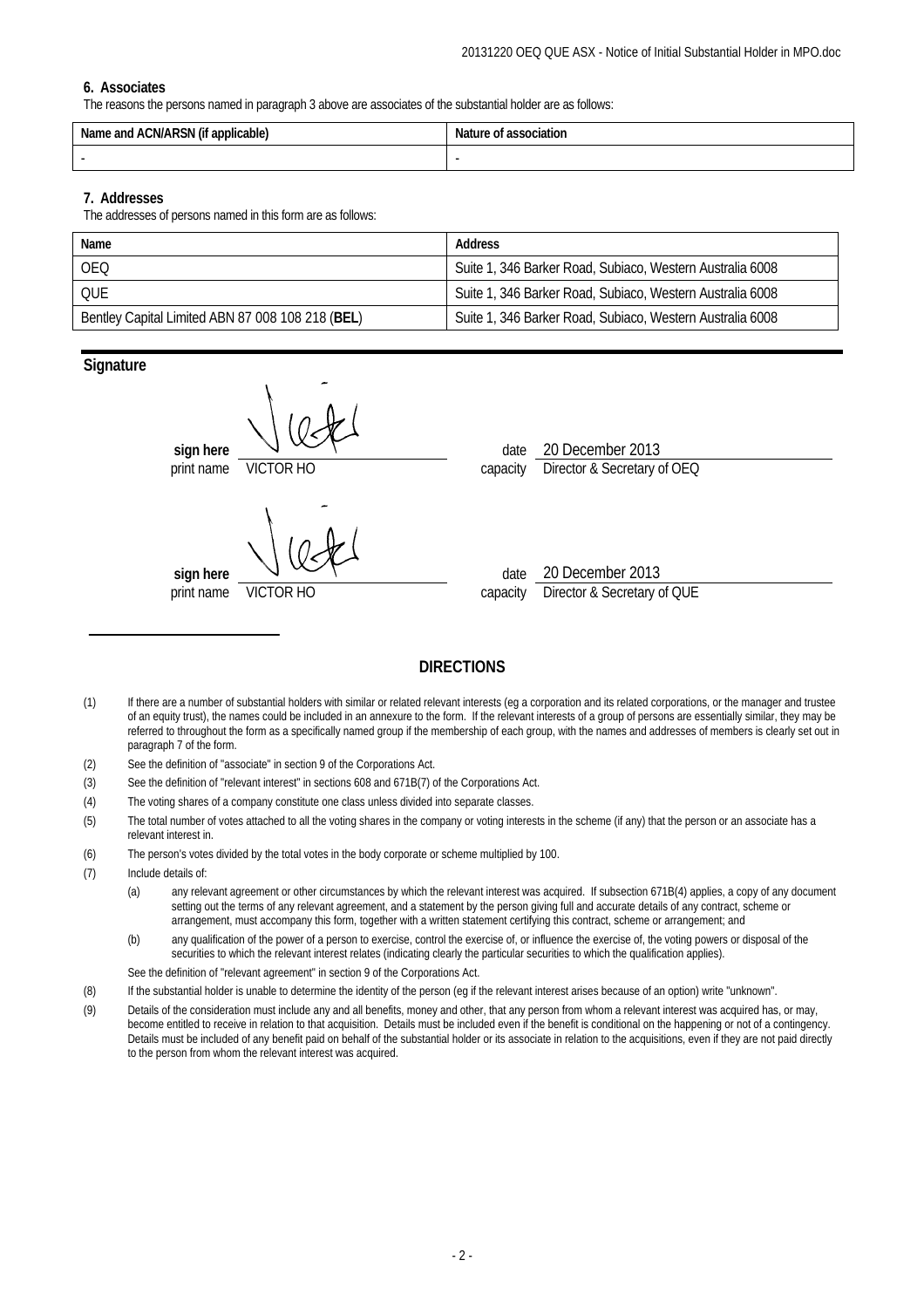### 6. Associates

The reasons the persons named in paragraph 3 above are associates of the substantial holder are as follows:

| Name and ACN/ARSN (if applicable) | Nature of association |
|---|---|
| - | - |

### 7. Addresses

The addresses of persons named in this form are as follows:

| Name | Address |
|---|---|
| OEQ | Suite 1, 346 Barker Road, Subiaco, Western Australia 6008 |
| QUE | Suite 1, 346 Barker Road, Subiaco, Western Australia 6008 |
| Bentley Capital Limited ABN 87 008 108 218 (**BEL**) | Suite 1, 346 Barker Road, Subiaco, Western Australia 6008 |

## Signature

**sign here** date 20 December 2013

print name VICTOR HO capacity Director & Secretary of OEQ

**sign here** date 20 December 2013

print name VICTOR HO capacity Director & Secretary of QUE

## DIRECTIONS

(1) If there are a number of substantial holders with similar or related relevant interests (eg a corporation and its related corporations, or the manager and trustee of an equity trust), the names could be included in an annexure to the form. If the relevant interests of a group of persons are essentially similar, they may be referred to throughout the form as a specifically named group if the membership of each group, with the names and addresses of members is clearly set out in paragraph 7 of the form.

(2) See the definition of "associate" in section 9 of the Corporations Act.

(3) See the definition of "relevant interest" in sections 608 and 671B(7) of the Corporations Act.

(4) The voting shares of a company constitute one class unless divided into separate classes.

(5) The total number of votes attached to all the voting shares in the company or voting interests in the scheme (if any) that the person or an associate has a relevant interest in.

(6) The person's votes divided by the total votes in the body corporate or scheme multiplied by 100.

(7) Include details of:

(a) any relevant agreement or other circumstances by which the relevant interest was acquired. If subsection 671B(4) applies, a copy of any document setting out the terms of any relevant agreement, and a statement by the person giving full and accurate details of any contract, scheme or arrangement, must accompany this form, together with a written statement certifying this contract, scheme or arrangement; and

(b) any qualification of the power of a person to exercise, control the exercise of, or influence the exercise of, the voting powers or disposal of the securities to which the relevant interest relates (indicating clearly the particular securities to which the qualification applies).

See the definition of "relevant agreement" in section 9 of the Corporations Act.

(8) If the substantial holder is unable to determine the identity of the person (eg if the relevant interest arises because of an option) write "unknown".

(9) Details of the consideration must include any and all benefits, money and other, that any person from whom a relevant interest was acquired has, or may, become entitled to receive in relation to that acquisition. Details must be included even if the benefit is conditional on the happening or not of a contingency. Details must be included of any benefit paid on behalf of the substantial holder or its associate in relation to the acquisitions, even if they are not paid directly to the person from whom the relevant interest was acquired.